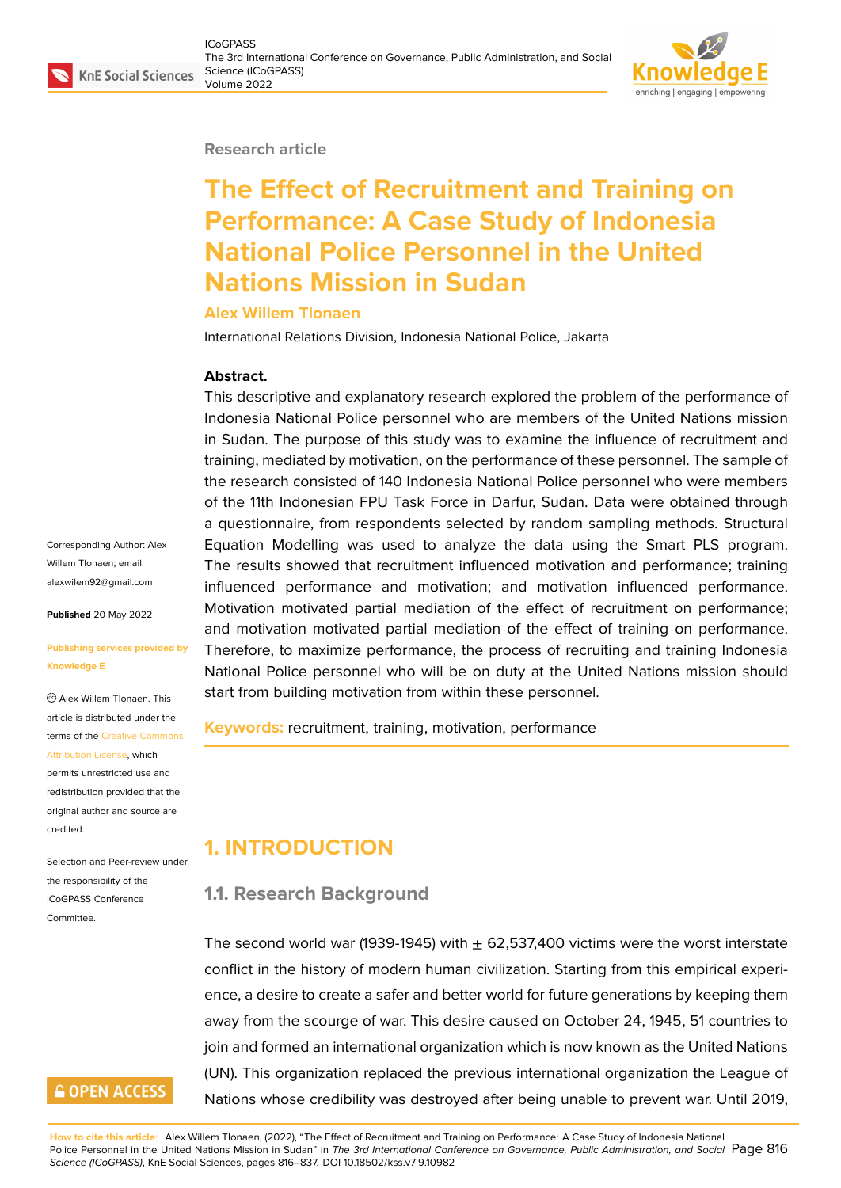Research article

# The Effect of Recruitment and Training on Performance: A Case Study of Indonesia National Police Personnel in the United Nations Mission in Sudan

**Alex Willem Tlonaen**

International Relations Division, Indonesia National Police, Jakarta

**Abstract.**
This descriptive and explanatory research explored the problem of the performance of Indonesia National Police personnel who are members of the United Nations mission in Sudan. The purpose of this study was to examine the influence of recruitment and training, mediated by motivation, on the performance of these personnel. The sample of the research consisted of 140 Indonesia National Police personnel who were members of the 11th Indonesian FPU Task Force in Darfur, Sudan. Data were obtained through a questionnaire, from respondents selected by random sampling methods. Structural Equation Modelling was used to analyze the data using the Smart PLS program. The results showed that recruitment influenced motivation and performance; training influenced performance and motivation; and motivation influenced performance. Motivation motivated partial mediation of the effect of recruitment on performance; and motivation motivated partial mediation of the effect of training on performance. Therefore, to maximize performance, the process of recruiting and training Indonesia National Police personnel who will be on duty at the United Nations mission should start from building motivation from within these personnel.

**Keywords:** recruitment, training, motivation, performance

Corresponding Author: Alex Willem Tlonaen; email: alexwilem92@gmail.com

**Published** 20 May 2022

**Publishing services provided by Knowledge E**

© Alex Willem Tlonaen. This article is distributed under the terms of the Creative Commons Attribution License, which permits unrestricted use and redistribution provided that the original author and source are credited.

Selection and Peer-review under the responsibility of the ICoGPASS Conference Committee.

## 1. INTRODUCTION

### 1.1. Research Background

The second world war (1939-1945) with ± 62,537,400 victims were the worst interstate conflict in the history of modern human civilization. Starting from this empirical experience, a desire to create a safer and better world for future generations by keeping them away from the scourge of war. This desire caused on October 24, 1945, 51 countries to join and formed an international organization which is now known as the United Nations (UN). This organization replaced the previous international organization the League of Nations whose credibility was destroyed after being unable to prevent war. Until 2019,

**How to cite this article**: Alex Willem Tlonaen, (2022), "The Effect of Recruitment and Training on Performance: A Case Study of Indonesia National Police Personnel in the United Nations Mission in Sudan" in *The 3rd International Conference on Governance, Public Administration, and Social Science (ICoGPASS)*, KnE Social Sciences, pages 816–837. DOI 10.18502/kss.v7i9.10982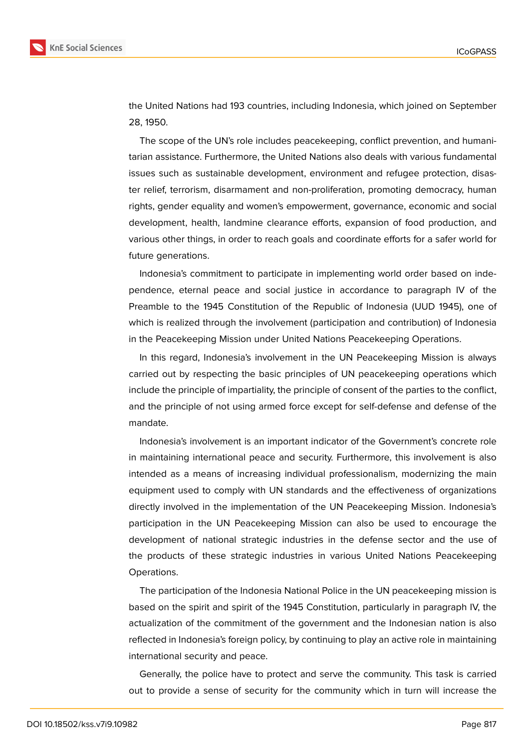the United Nations had 193 countries, including Indonesia, which joined on September 28, 1950.

The scope of the UN's role includes peacekeeping, conflict prevention, and humanitarian assistance. Furthermore, the United Nations also deals with various fundamental issues such as sustainable development, environment and refugee protection, disaster relief, terrorism, disarmament and non-proliferation, promoting democracy, human rights, gender equality and women's empowerment, governance, economic and social development, health, landmine clearance efforts, expansion of food production, and various other things, in order to reach goals and coordinate efforts for a safer world for future generations.

Indonesia's commitment to participate in implementing world order based on independence, eternal peace and social justice in accordance to paragraph IV of the Preamble to the 1945 Constitution of the Republic of Indonesia (UUD 1945), one of which is realized through the involvement (participation and contribution) of Indonesia in the Peacekeeping Mission under United Nations Peacekeeping Operations.

In this regard, Indonesia's involvement in the UN Peacekeeping Mission is always carried out by respecting the basic principles of UN peacekeeping operations which include the principle of impartiality, the principle of consent of the parties to the conflict, and the principle of not using armed force except for self-defense and defense of the mandate.

Indonesia's involvement is an important indicator of the Government's concrete role in maintaining international peace and security. Furthermore, this involvement is also intended as a means of increasing individual professionalism, modernizing the main equipment used to comply with UN standards and the effectiveness of organizations directly involved in the implementation of the UN Peacekeeping Mission. Indonesia's participation in the UN Peacekeeping Mission can also be used to encourage the development of national strategic industries in the defense sector and the use of the products of these strategic industries in various United Nations Peacekeeping Operations.

The participation of the Indonesia National Police in the UN peacekeeping mission is based on the spirit and spirit of the 1945 Constitution, particularly in paragraph IV, the actualization of the commitment of the government and the Indonesian nation is also reflected in Indonesia's foreign policy, by continuing to play an active role in maintaining international security and peace.

Generally, the police have to protect and serve the community. This task is carried out to provide a sense of security for the community which in turn will increase the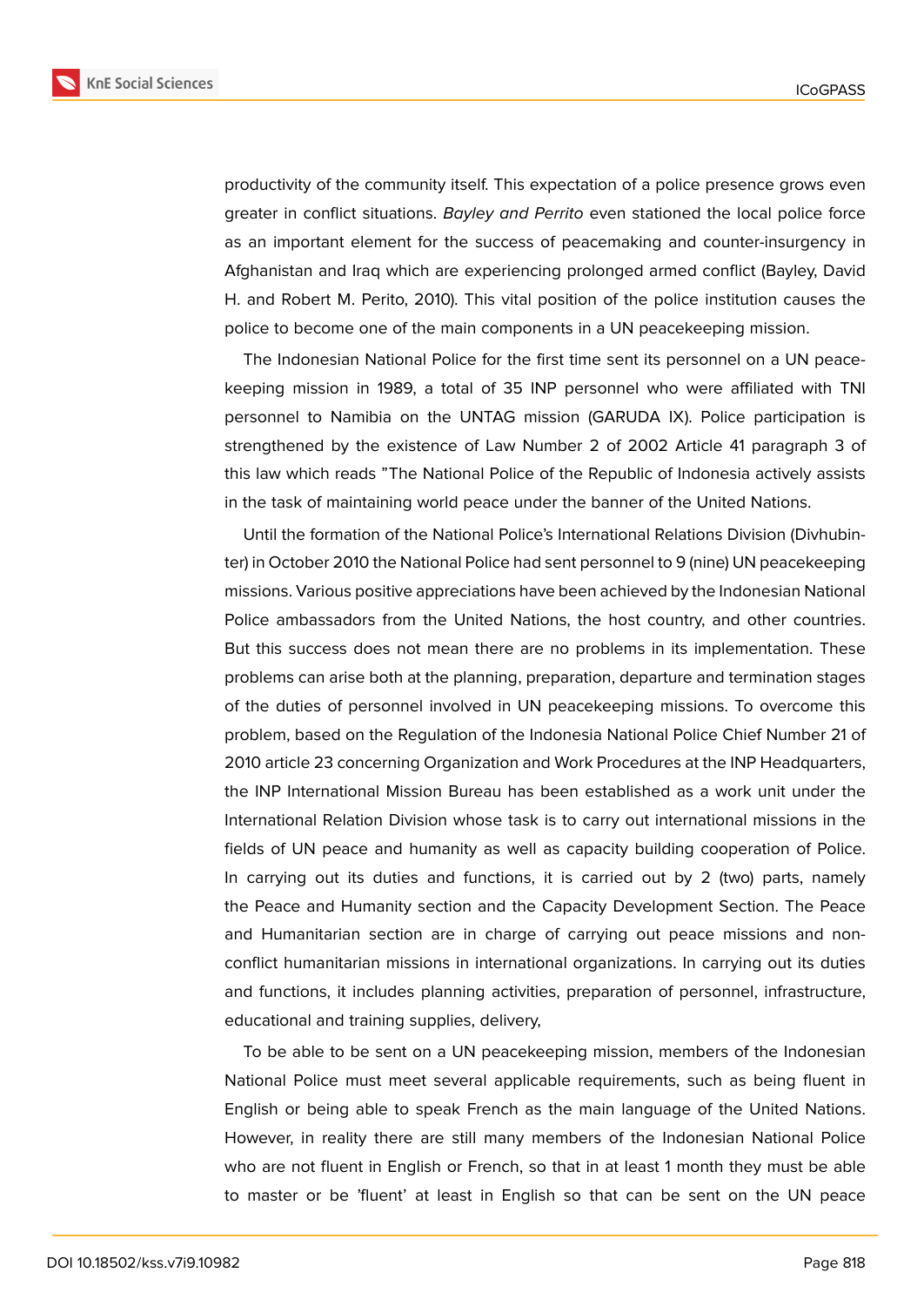productivity of the community itself. This expectation of a police presence grows even greater in conflict situations. *Bayley and Perrito* even stationed the local police force as an important element for the success of peacemaking and counter-insurgency in Afghanistan and Iraq which are experiencing prolonged armed conflict (Bayley, David H. and Robert M. Perito, 2010). This vital position of the police institution causes the police to become one of the main components in a UN peacekeeping mission.

The Indonesian National Police for the first time sent its personnel on a UN peacekeeping mission in 1989, a total of 35 INP personnel who were affiliated with TNI personnel to Namibia on the UNTAG mission (GARUDA IX). Police participation is strengthened by the existence of Law Number 2 of 2002 Article 41 paragraph 3 of this law which reads "The National Police of the Republic of Indonesia actively assists in the task of maintaining world peace under the banner of the United Nations.

Until the formation of the National Police's International Relations Division (Divhubinter) in October 2010 the National Police had sent personnel to 9 (nine) UN peacekeeping missions. Various positive appreciations have been achieved by the Indonesian National Police ambassadors from the United Nations, the host country, and other countries. But this success does not mean there are no problems in its implementation. These problems can arise both at the planning, preparation, departure and termination stages of the duties of personnel involved in UN peacekeeping missions. To overcome this problem, based on the Regulation of the Indonesia National Police Chief Number 21 of 2010 article 23 concerning Organization and Work Procedures at the INP Headquarters, the INP International Mission Bureau has been established as a work unit under the International Relation Division whose task is to carry out international missions in the fields of UN peace and humanity as well as capacity building cooperation of Police. In carrying out its duties and functions, it is carried out by 2 (two) parts, namely the Peace and Humanity section and the Capacity Development Section. The Peace and Humanitarian section are in charge of carrying out peace missions and non-conflict humanitarian missions in international organizations. In carrying out its duties and functions, it includes planning activities, preparation of personnel, infrastructure, educational and training supplies, delivery,

To be able to be sent on a UN peacekeeping mission, members of the Indonesian National Police must meet several applicable requirements, such as being fluent in English or being able to speak French as the main language of the United Nations. However, in reality there are still many members of the Indonesian National Police who are not fluent in English or French, so that in at least 1 month they must be able to master or be 'fluent' at least in English so that can be sent on the UN peace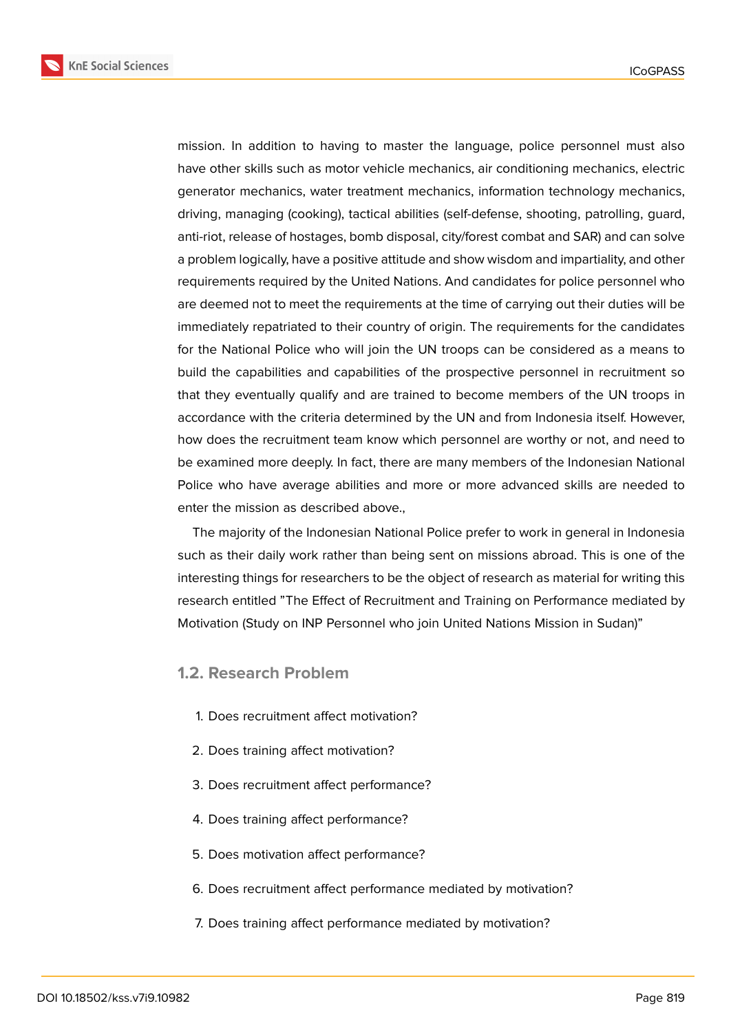mission. In addition to having to master the language, police personnel must also have other skills such as motor vehicle mechanics, air conditioning mechanics, electric generator mechanics, water treatment mechanics, information technology mechanics, driving, managing (cooking), tactical abilities (self-defense, shooting, patrolling, guard, anti-riot, release of hostages, bomb disposal, city/forest combat and SAR) and can solve a problem logically, have a positive attitude and show wisdom and impartiality, and other requirements required by the United Nations. And candidates for police personnel who are deemed not to meet the requirements at the time of carrying out their duties will be immediately repatriated to their country of origin. The requirements for the candidates for the National Police who will join the UN troops can be considered as a means to build the capabilities and capabilities of the prospective personnel in recruitment so that they eventually qualify and are trained to become members of the UN troops in accordance with the criteria determined by the UN and from Indonesia itself. However, how does the recruitment team know which personnel are worthy or not, and need to be examined more deeply. In fact, there are many members of the Indonesian National Police who have average abilities and more or more advanced skills are needed to enter the mission as described above.,

The majority of the Indonesian National Police prefer to work in general in Indonesia such as their daily work rather than being sent on missions abroad. This is one of the interesting things for researchers to be the object of research as material for writing this research entitled "The Effect of Recruitment and Training on Performance mediated by Motivation (Study on INP Personnel who join United Nations Mission in Sudan)"

## 1.2. Research Problem

1. Does recruitment affect motivation?
2. Does training affect motivation?
3. Does recruitment affect performance?
4. Does training affect performance?
5. Does motivation affect performance?
6. Does recruitment affect performance mediated by motivation?
7. Does training affect performance mediated by motivation?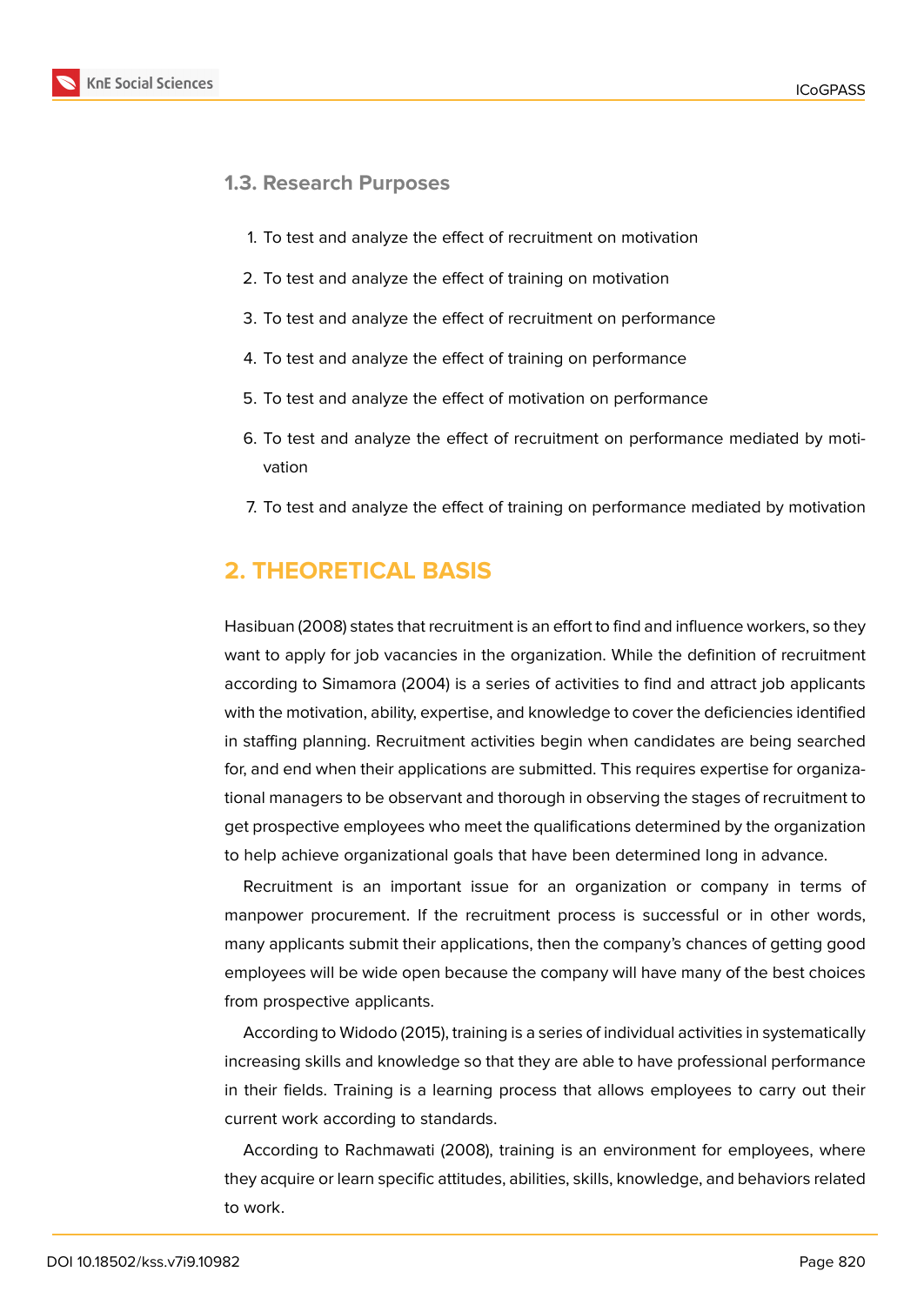### 1.3. Research Purposes

1. To test and analyze the effect of recruitment on motivation
2. To test and analyze the effect of training on motivation
3. To test and analyze the effect of recruitment on performance
4. To test and analyze the effect of training on performance
5. To test and analyze the effect of motivation on performance
6. To test and analyze the effect of recruitment on performance mediated by motivation
7. To test and analyze the effect of training on performance mediated by motivation

## 2. THEORETICAL BASIS

Hasibuan (2008) states that recruitment is an effort to find and influence workers, so they want to apply for job vacancies in the organization. While the definition of recruitment according to Simamora (2004) is a series of activities to find and attract job applicants with the motivation, ability, expertise, and knowledge to cover the deficiencies identified in staffing planning. Recruitment activities begin when candidates are being searched for, and end when their applications are submitted. This requires expertise for organizational managers to be observant and thorough in observing the stages of recruitment to get prospective employees who meet the qualifications determined by the organization to help achieve organizational goals that have been determined long in advance.

Recruitment is an important issue for an organization or company in terms of manpower procurement. If the recruitment process is successful or in other words, many applicants submit their applications, then the company's chances of getting good employees will be wide open because the company will have many of the best choices from prospective applicants.

According to Widodo (2015), training is a series of individual activities in systematically increasing skills and knowledge so that they are able to have professional performance in their fields. Training is a learning process that allows employees to carry out their current work according to standards.

According to Rachmawati (2008), training is an environment for employees, where they acquire or learn specific attitudes, abilities, skills, knowledge, and behaviors related to work.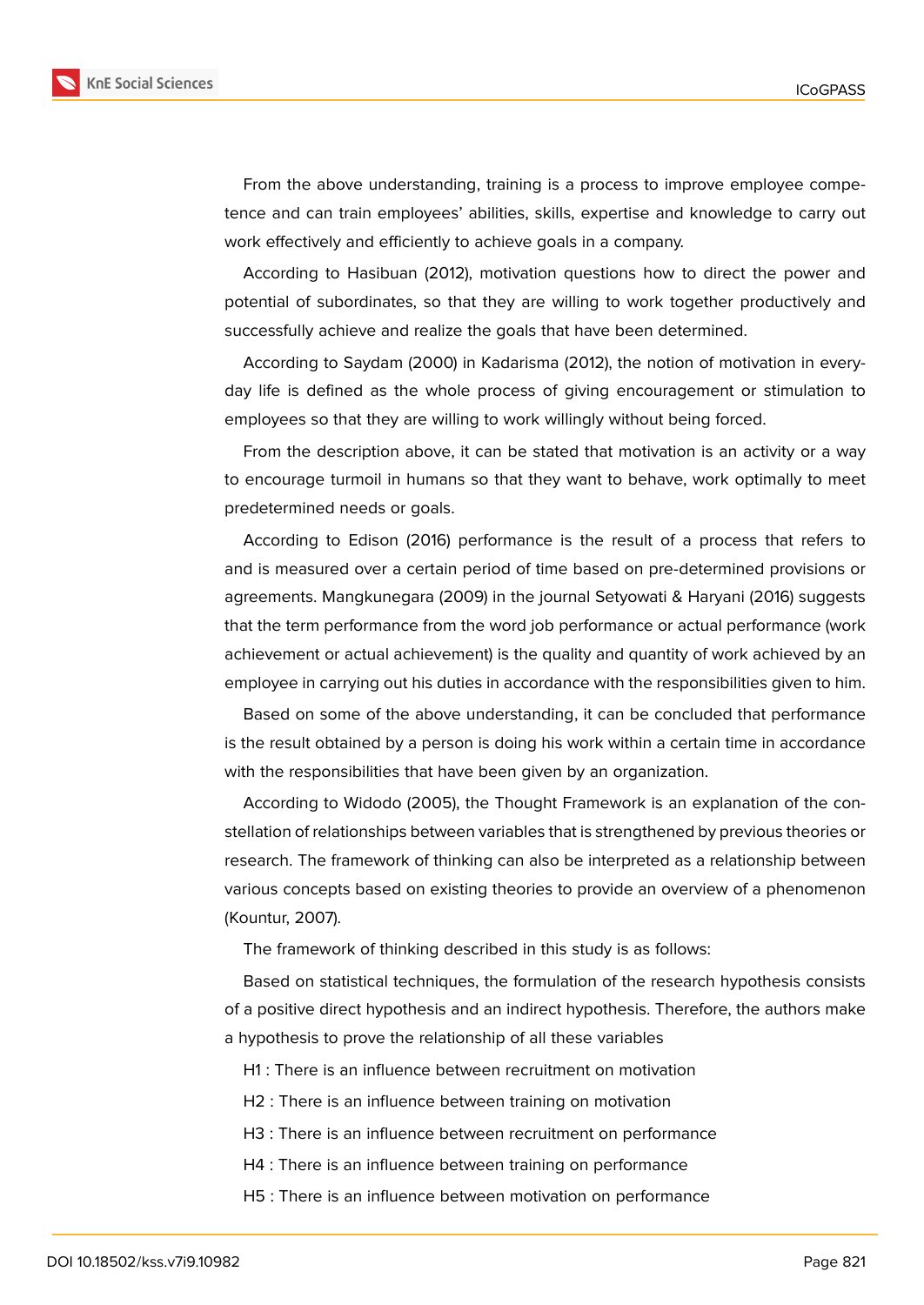From the above understanding, training is a process to improve employee competence and can train employees' abilities, skills, expertise and knowledge to carry out work effectively and efficiently to achieve goals in a company.

According to Hasibuan (2012), motivation questions how to direct the power and potential of subordinates, so that they are willing to work together productively and successfully achieve and realize the goals that have been determined.

According to Saydam (2000) in Kadarisma (2012), the notion of motivation in everyday life is defined as the whole process of giving encouragement or stimulation to employees so that they are willing to work willingly without being forced.

From the description above, it can be stated that motivation is an activity or a way to encourage turmoil in humans so that they want to behave, work optimally to meet predetermined needs or goals.

According to Edison (2016) performance is the result of a process that refers to and is measured over a certain period of time based on pre-determined provisions or agreements. Mangkunegara (2009) in the journal Setyowati & Haryani (2016) suggests that the term performance from the word job performance or actual performance (work achievement or actual achievement) is the quality and quantity of work achieved by an employee in carrying out his duties in accordance with the responsibilities given to him.

Based on some of the above understanding, it can be concluded that performance is the result obtained by a person is doing his work within a certain time in accordance with the responsibilities that have been given by an organization.

According to Widodo (2005), the Thought Framework is an explanation of the constellation of relationships between variables that is strengthened by previous theories or research. The framework of thinking can also be interpreted as a relationship between various concepts based on existing theories to provide an overview of a phenomenon (Kountur, 2007).

The framework of thinking described in this study is as follows:

Based on statistical techniques, the formulation of the research hypothesis consists of a positive direct hypothesis and an indirect hypothesis. Therefore, the authors make a hypothesis to prove the relationship of all these variables

H1 : There is an influence between recruitment on motivation

H2 : There is an influence between training on motivation

H3 : There is an influence between recruitment on performance

H4 : There is an influence between training on performance

H5 : There is an influence between motivation on performance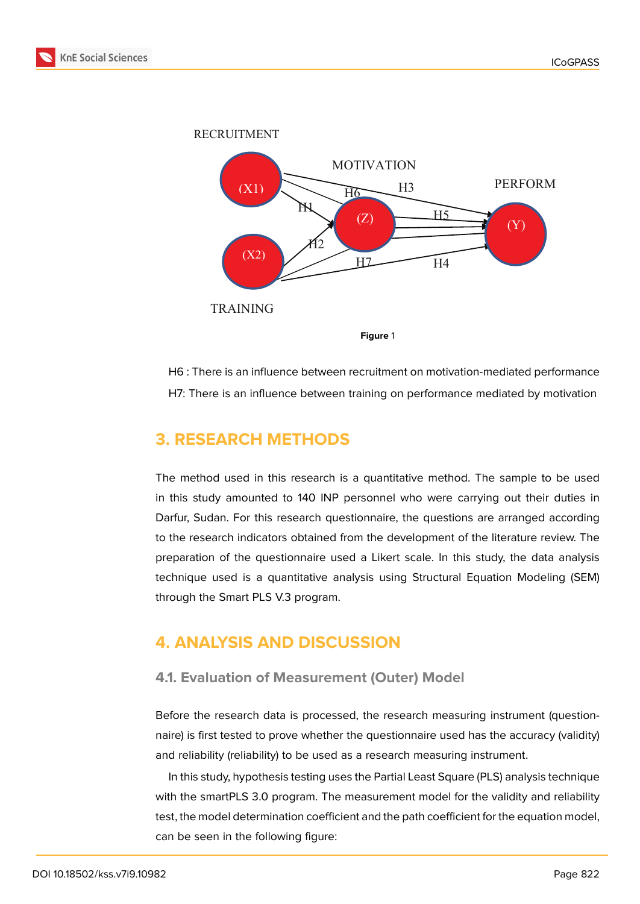Figure 1

H6 : There is an influence between recruitment on motivation-mediated performance

H7: There is an influence between training on performance mediated by motivation

## 3. RESEARCH METHODS

The method used in this research is a quantitative method. The sample to be used in this study amounted to 140 INP personnel who were carrying out their duties in Darfur, Sudan. For this research questionnaire, the questions are arranged according to the research indicators obtained from the development of the literature review. The preparation of the questionnaire used a Likert scale. In this study, the data analysis technique used is a quantitative analysis using Structural Equation Modeling (SEM) through the Smart PLS V.3 program.

## 4. ANALYSIS AND DISCUSSION

### 4.1. Evaluation of Measurement (Outer) Model

Before the research data is processed, the research measuring instrument (questionnaire) is first tested to prove whether the questionnaire used has the accuracy (validity) and reliability (reliability) to be used as a research measuring instrument.

In this study, hypothesis testing uses the Partial Least Square (PLS) analysis technique with the smartPLS 3.0 program. The measurement model for the validity and reliability test, the model determination coefficient and the path coefficient for the equation model, can be seen in the following figure: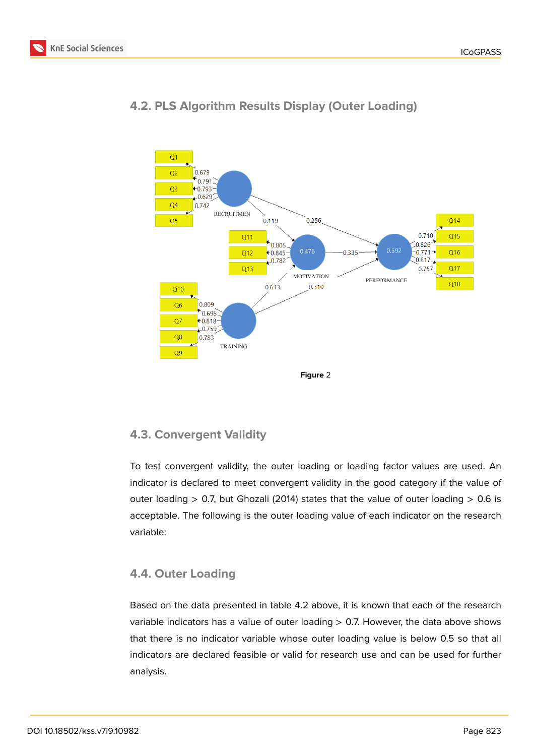## 4.2. PLS Algorithm Results Display (Outer Loading)

**Figure** 2

## 4.3. Convergent Validity

To test convergent validity, the outer loading or loading factor values are used. An indicator is declared to meet convergent validity in the good category if the value of outer loading > 0.7, but Ghozali (2014) states that the value of outer loading > 0.6 is acceptable. The following is the outer loading value of each indicator on the research variable:

## 4.4. Outer Loading

Based on the data presented in table 4.2 above, it is known that each of the research variable indicators has a value of outer loading > 0.7. However, the data above shows that there is no indicator variable whose outer loading value is below 0.5 so that all indicators are declared feasible or valid for research use and can be used for further analysis.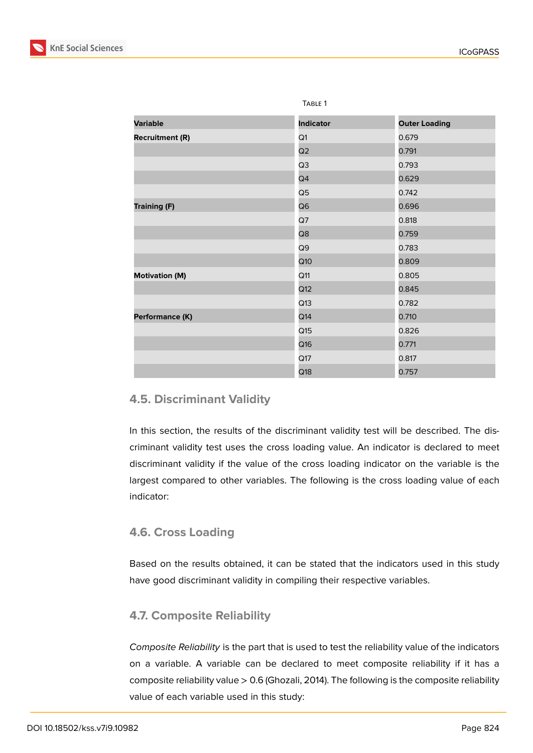Table 1

| Variable | Indicator | Outer Loading |
|---|---|---|
| **Recruitment (R)** | Q1 | 0.679 |
| | Q2 | 0.791 |
| | Q3 | 0.793 |
| | Q4 | 0.629 |
| | Q5 | 0.742 |
| **Training (F)** | Q6 | 0.696 |
| | Q7 | 0.818 |
| | Q8 | 0.759 |
| | Q9 | 0.783 |
| | Q10 | 0.809 |
| **Motivation (M)** | Q11 | 0.805 |
| | Q12 | 0.845 |
| | Q13 | 0.782 |
| **Performance (K)** | Q14 | 0.710 |
| | Q15 | 0.826 |
| | Q16 | 0.771 |
| | Q17 | 0.817 |
| | Q18 | 0.757 |

### 4.5. Discriminant Validity

In this section, the results of the discriminant validity test will be described. The discriminant validity test uses the cross loading value. An indicator is declared to meet discriminant validity if the value of the cross loading indicator on the variable is the largest compared to other variables. The following is the cross loading value of each indicator:

### 4.6. Cross Loading

Based on the results obtained, it can be stated that the indicators used in this study have good discriminant validity in compiling their respective variables.

### 4.7. Composite Reliability

*Composite Reliability* is the part that is used to test the reliability value of the indicators on a variable. A variable can be declared to meet composite reliability if it has a composite reliability value > 0.6 (Ghozali, 2014). The following is the composite reliability value of each variable used in this study: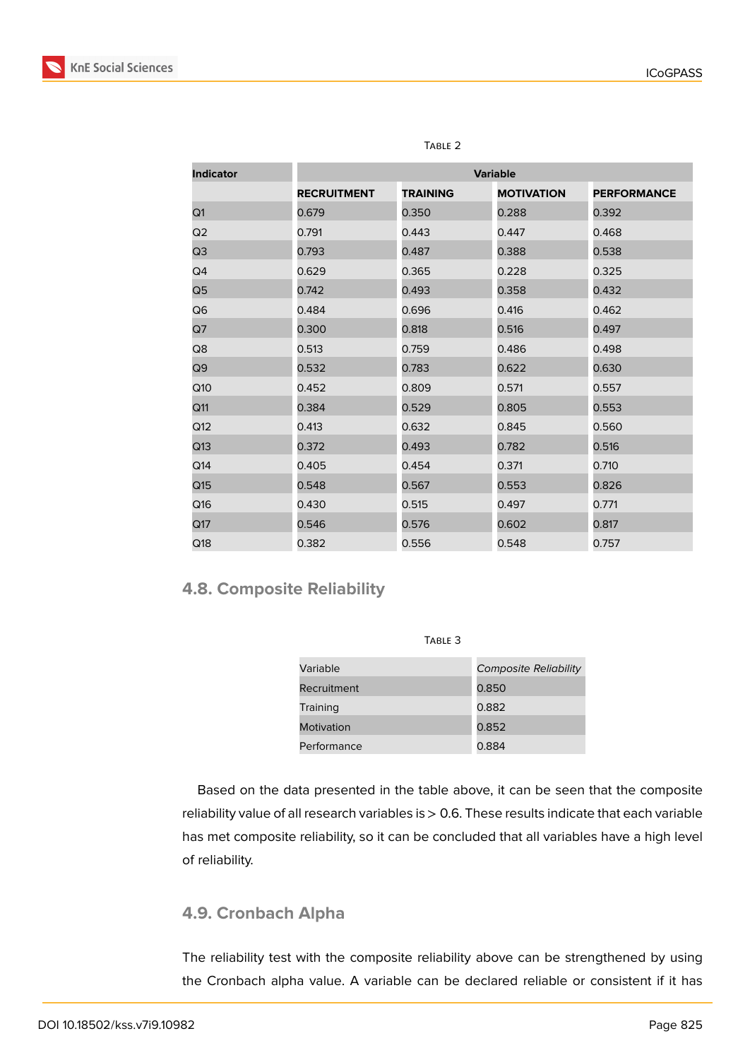Table 2

| Indicator | Variable | | | |
|---|---|---|---|---|
| | **RECRUITMENT** | **TRAINING** | **MOTIVATION** | **PERFORMANCE** |
| Q1 | 0.679 | 0.350 | 0.288 | 0.392 |
| Q2 | 0.791 | 0.443 | 0.447 | 0.468 |
| Q3 | 0.793 | 0.487 | 0.388 | 0.538 |
| Q4 | 0.629 | 0.365 | 0.228 | 0.325 |
| Q5 | 0.742 | 0.493 | 0.358 | 0.432 |
| Q6 | 0.484 | 0.696 | 0.416 | 0.462 |
| Q7 | 0.300 | 0.818 | 0.516 | 0.497 |
| Q8 | 0.513 | 0.759 | 0.486 | 0.498 |
| Q9 | 0.532 | 0.783 | 0.622 | 0.630 |
| Q10 | 0.452 | 0.809 | 0.571 | 0.557 |
| Q11 | 0.384 | 0.529 | 0.805 | 0.553 |
| Q12 | 0.413 | 0.632 | 0.845 | 0.560 |
| Q13 | 0.372 | 0.493 | 0.782 | 0.516 |
| Q14 | 0.405 | 0.454 | 0.371 | 0.710 |
| Q15 | 0.548 | 0.567 | 0.553 | 0.826 |
| Q16 | 0.430 | 0.515 | 0.497 | 0.771 |
| Q17 | 0.546 | 0.576 | 0.602 | 0.817 |
| Q18 | 0.382 | 0.556 | 0.548 | 0.757 |

## 4.8. Composite Reliability

Table 3

| Variable | *Composite Reliability* |
|---|---|
| Recruitment | 0.850 |
| Training | 0.882 |
| Motivation | 0.852 |
| Performance | 0.884 |

Based on the data presented in the table above, it can be seen that the composite reliability value of all research variables is > 0.6. These results indicate that each variable has met composite reliability, so it can be concluded that all variables have a high level of reliability.

## 4.9. Cronbach Alpha

The reliability test with the composite reliability above can be strengthened by using the Cronbach alpha value. A variable can be declared reliable or consistent if it has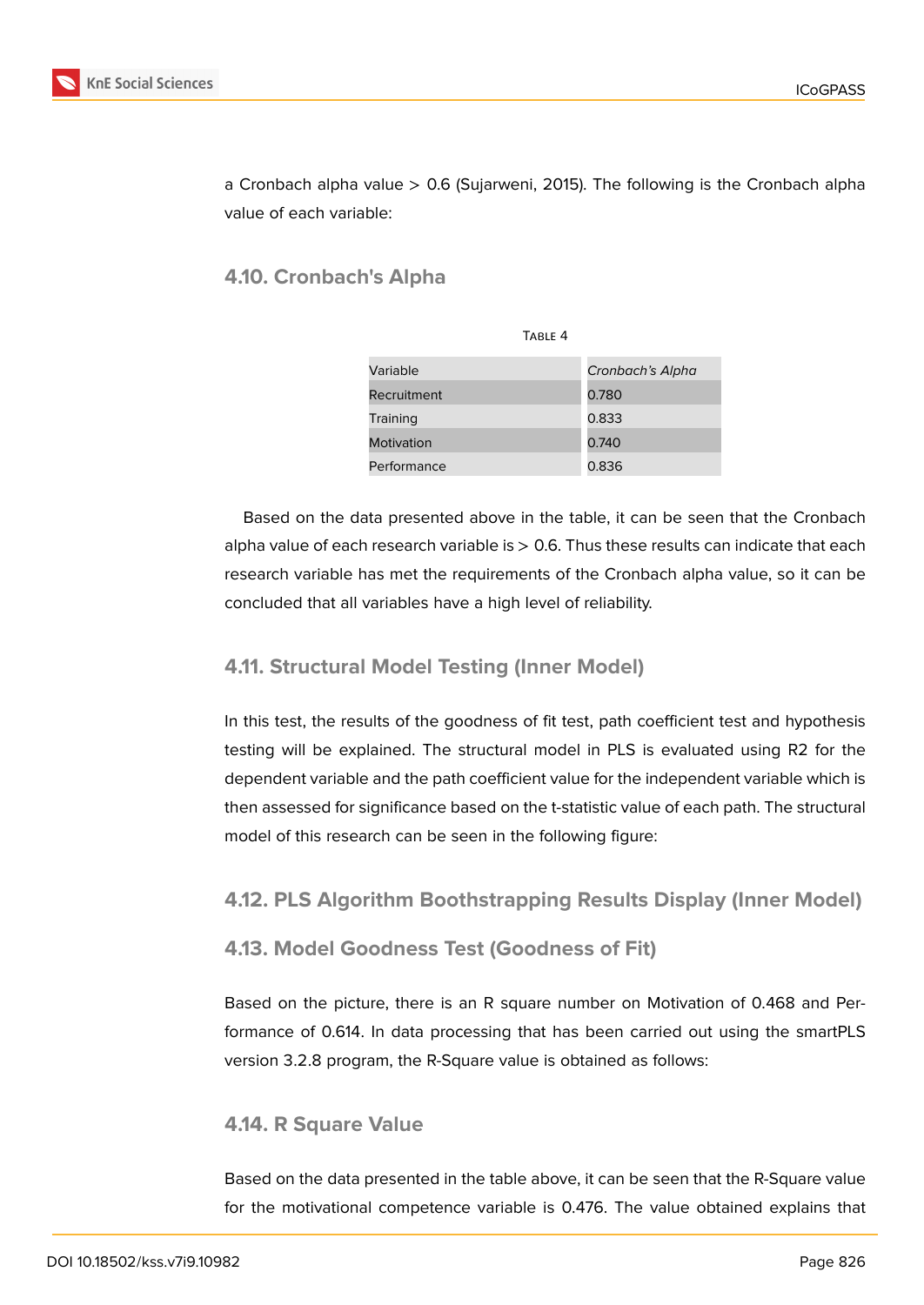a Cronbach alpha value > 0.6 (Sujarweni, 2015). The following is the Cronbach alpha value of each variable:

### 4.10. Cronbach's Alpha

Table 4

| Variable | *Cronbach's Alpha* |
|---|---|
| Recruitment | 0.780 |
| Training | 0.833 |
| Motivation | 0.740 |
| Performance | 0.836 |

Based on the data presented above in the table, it can be seen that the Cronbach alpha value of each research variable is > 0.6. Thus these results can indicate that each research variable has met the requirements of the Cronbach alpha value, so it can be concluded that all variables have a high level of reliability.

### 4.11. Structural Model Testing (Inner Model)

In this test, the results of the goodness of fit test, path coefficient test and hypothesis testing will be explained. The structural model in PLS is evaluated using R2 for the dependent variable and the path coefficient value for the independent variable which is then assessed for significance based on the t-statistic value of each path. The structural model of this research can be seen in the following figure:

### 4.12. PLS Algorithm Boothstrapping Results Display (Inner Model)

### 4.13. Model Goodness Test (Goodness of Fit)

Based on the picture, there is an R square number on Motivation of 0.468 and Performance of 0.614. In data processing that has been carried out using the smartPLS version 3.2.8 program, the R-Square value is obtained as follows:

### 4.14. R Square Value

Based on the data presented in the table above, it can be seen that the R-Square value for the motivational competence variable is 0.476. The value obtained explains that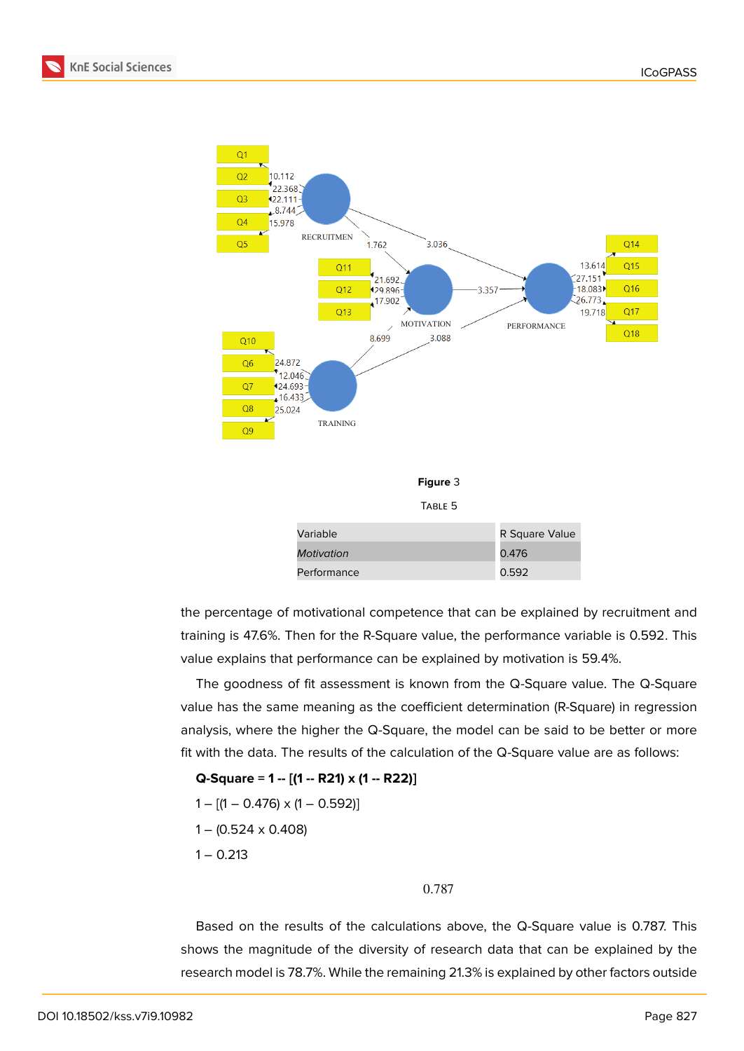**Figure** 3

Table 5

| Variable | R Square Value |
|---|---|
| *Motivation* | 0.476 |
| Performance | 0.592 |

the percentage of motivational competence that can be explained by recruitment and training is 47.6%. Then for the R-Square value, the performance variable is 0.592. This value explains that performance can be explained by motivation is 59.4%.

The goodness of fit assessment is known from the Q-Square value. The Q-Square value has the same meaning as the coefficient determination (R-Square) in regression analysis, where the higher the Q-Square, the model can be said to be better or more fit with the data. The results of the calculation of the Q-Square value are as follows:

**Q-Square = 1 -- [(1 -- R21) x (1 -- R22)]**

1 – [(1 – 0.476) x (1 – 0.592)]

1 – (0.524 x 0.408)

1 – 0.213

0.787

Based on the results of the calculations above, the Q-Square value is 0.787. This shows the magnitude of the diversity of research data that can be explained by the research model is 78.7%. While the remaining 21.3% is explained by other factors outside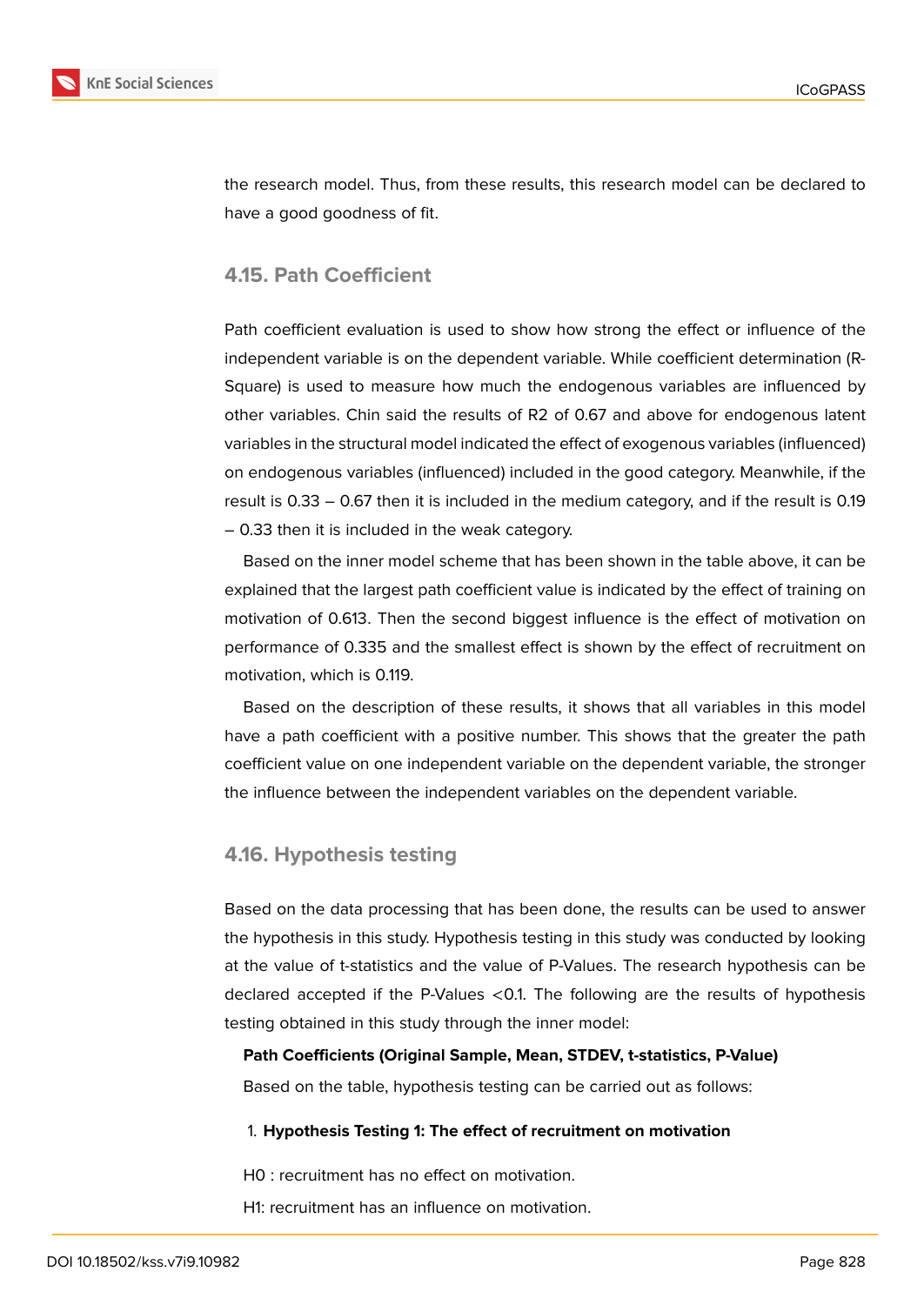the research model. Thus, from these results, this research model can be declared to have a good goodness of fit.

## 4.15. Path Coefficient

Path coefficient evaluation is used to show how strong the effect or influence of the independent variable is on the dependent variable. While coefficient determination (R-Square) is used to measure how much the endogenous variables are influenced by other variables. Chin said the results of $R^2$ of 0.67 and above for endogenous latent variables in the structural model indicated the effect of exogenous variables (influenced) on endogenous variables (influenced) included in the good category. Meanwhile, if the result is 0.33 – 0.67 then it is included in the medium category, and if the result is 0.19 – 0.33 then it is included in the weak category.

Based on the inner model scheme that has been shown in the table above, it can be explained that the largest path coefficient value is indicated by the effect of training on motivation of 0.613. Then the second biggest influence is the effect of motivation on performance of 0.335 and the smallest effect is shown by the effect of recruitment on motivation, which is 0.119.

Based on the description of these results, it shows that all variables in this model have a path coefficient with a positive number. This shows that the greater the path coefficient value on one independent variable on the dependent variable, the stronger the influence between the independent variables on the dependent variable.

## 4.16. Hypothesis testing

Based on the data processing that has been done, the results can be used to answer the hypothesis in this study. Hypothesis testing in this study was conducted by looking at the value of t-statistics and the value of P-Values. The research hypothesis can be declared accepted if the P-Values <0.1. The following are the results of hypothesis testing obtained in this study through the inner model:

**Path Coefficients (Original Sample, Mean, STDEV, t-statistics, P-Value)**

Based on the table, hypothesis testing can be carried out as follows:

1. **Hypothesis Testing 1: The effect of recruitment on motivation**

H0 : recruitment has no effect on motivation.

H1: recruitment has an influence on motivation.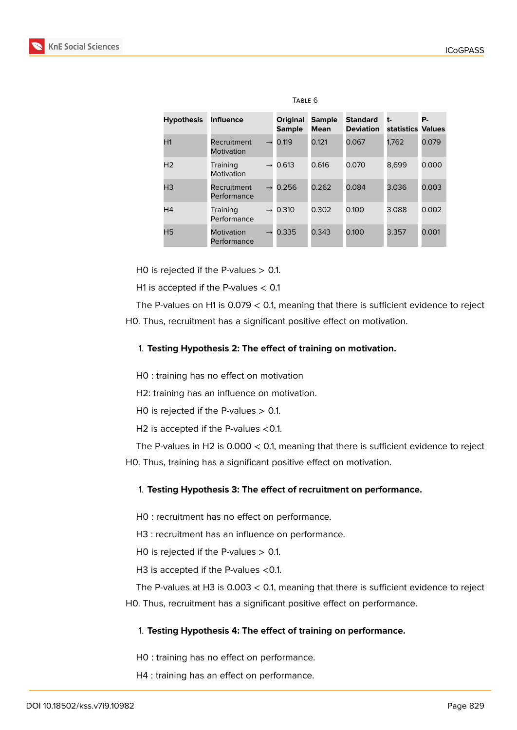Table 6

| Hypothesis | Influence | Original Sample | Sample Mean | Standard Deviation | t-statistics | P-Values |
|---|---|---|---|---|---|---|
| H1 | Recruitment → Motivation | 0.119 | 0.121 | 0.067 | 1,762 | 0.079 |
| H2 | Training → Motivation | 0.613 | 0.616 | 0.070 | 8,699 | 0.000 |
| H3 | Recruitment → Performance | 0.256 | 0.262 | 0.084 | 3.036 | 0.003 |
| H4 | Training → Performance | 0.310 | 0.302 | 0.100 | 3.088 | 0.002 |
| H5 | Motivation → Performance | 0.335 | 0.343 | 0.100 | 3.357 | 0.001 |

H0 is rejected if the P-values > 0.1.

H1 is accepted if the P-values < 0.1

The P-values on H1 is 0.079 < 0.1, meaning that there is sufficient evidence to reject H0. Thus, recruitment has a significant positive effect on motivation.

1. **Testing Hypothesis 2: The effect of training on motivation.**

H0 : training has no effect on motivation

H2: training has an influence on motivation.

H0 is rejected if the P-values > 0.1.

H2 is accepted if the P-values <0.1.

The P-values in H2 is 0.000 < 0.1, meaning that there is sufficient evidence to reject H0. Thus, training has a significant positive effect on motivation.

1. **Testing Hypothesis 3: The effect of recruitment on performance.**

H0 : recruitment has no effect on performance.

H3 : recruitment has an influence on performance.

H0 is rejected if the P-values > 0.1.

H3 is accepted if the P-values <0.1.

The P-values at H3 is 0.003 < 0.1, meaning that there is sufficient evidence to reject H0. Thus, recruitment has a significant positive effect on performance.

1. **Testing Hypothesis 4: The effect of training on performance.**

H0 : training has no effect on performance.

H4 : training has an effect on performance.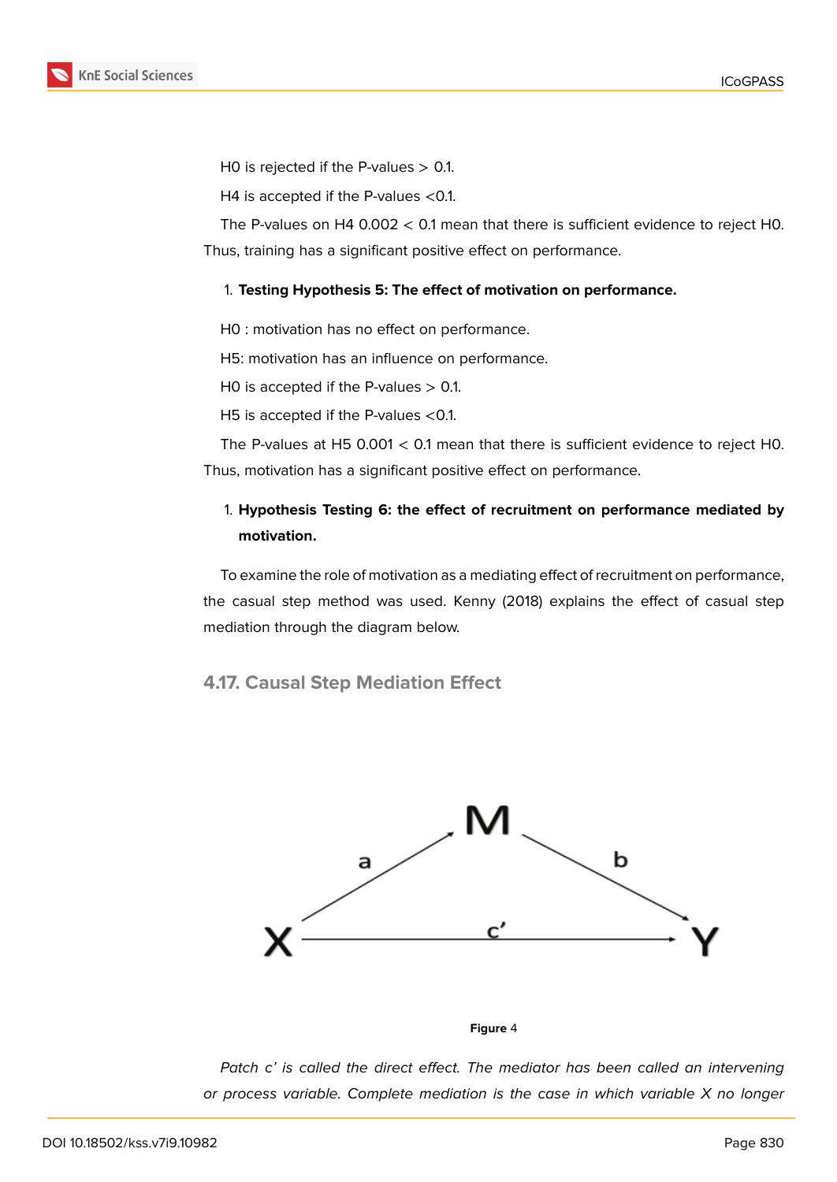H0 is rejected if the P-values > 0.1.

H4 is accepted if the P-values <0.1.

The P-values on H4 0.002 < 0.1 mean that there is sufficient evidence to reject H0. Thus, training has a significant positive effect on performance.

1. **Testing Hypothesis 5: The effect of motivation on performance.**

H0 : motivation has no effect on performance.

H5: motivation has an influence on performance.

H0 is accepted if the P-values > 0.1.

H5 is accepted if the P-values <0.1.

The P-values at H5 0.001 < 0.1 mean that there is sufficient evidence to reject H0. Thus, motivation has a significant positive effect on performance.

1. **Hypothesis Testing 6: the effect of recruitment on performance mediated by motivation.**

To examine the role of motivation as a mediating effect of recruitment on performance, the casual step method was used. Kenny (2018) explains the effect of casual step mediation through the diagram below.

### 4.17. Causal Step Mediation Effect

**Figure** 4

*Patch c' is called the direct effect. The mediator has been called an intervening or process variable. Complete mediation is the case in which variable X no longer*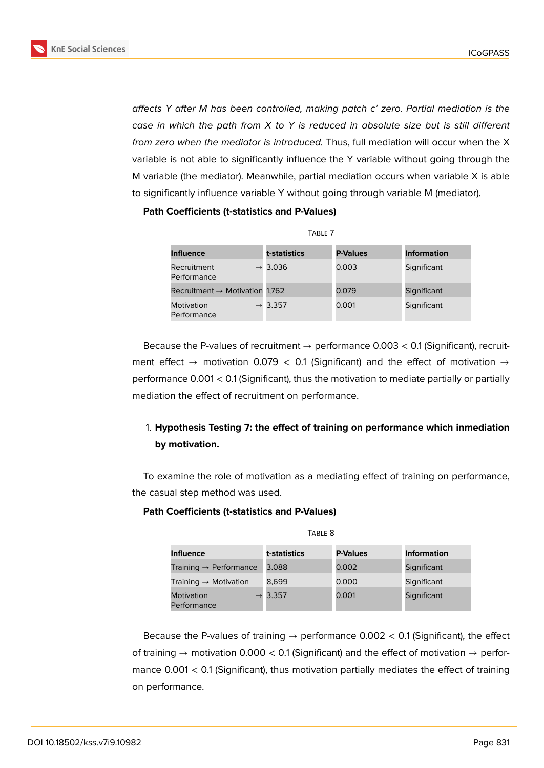*affects Y after M has been controlled, making patch c' zero. Partial mediation is the case in which the path from X to Y is reduced in absolute size but is still different from zero when the mediator is introduced.* Thus, full mediation will occur when the X variable is not able to significantly influence the Y variable without going through the M variable (the mediator). Meanwhile, partial mediation occurs when variable X is able to significantly influence variable Y without going through variable M (mediator).

**Path Coefficients (t-statistics and P-Values)**

Table 7

| Influence | t-statistics | P-Values | Information |
|---|---|---|---|
| Recruitment → Performance | 3.036 | 0.003 | Significant |
| Recruitment → Motivation | 1,762 | 0.079 | Significant |
| Motivation → Performance | 3.357 | 0.001 | Significant |

Because the P-values of recruitment → performance 0.003 < 0.1 (Significant), recruitment effect → motivation 0.079 < 0.1 (Significant) and the effect of motivation → performance 0.001 < 0.1 (Significant), thus the motivation to mediate partially or partially mediation the effect of recruitment on performance.

1. **Hypothesis Testing 7: the effect of training on performance which inmediation by motivation.**

To examine the role of motivation as a mediating effect of training on performance, the casual step method was used.

**Path Coefficients (t-statistics and P-Values)**

Table 8

| Influence | t-statistics | P-Values | Information |
|---|---|---|---|
| Training → Performance | 3.088 | 0.002 | Significant |
| Training → Motivation | 8,699 | 0.000 | Significant |
| Motivation → Performance | 3.357 | 0.001 | Significant |

Because the P-values of training → performance 0.002 < 0.1 (Significant), the effect of training → motivation 0.000 < 0.1 (Significant) and the effect of motivation → performance 0.001 < 0.1 (Significant), thus motivation partially mediates the effect of training on performance.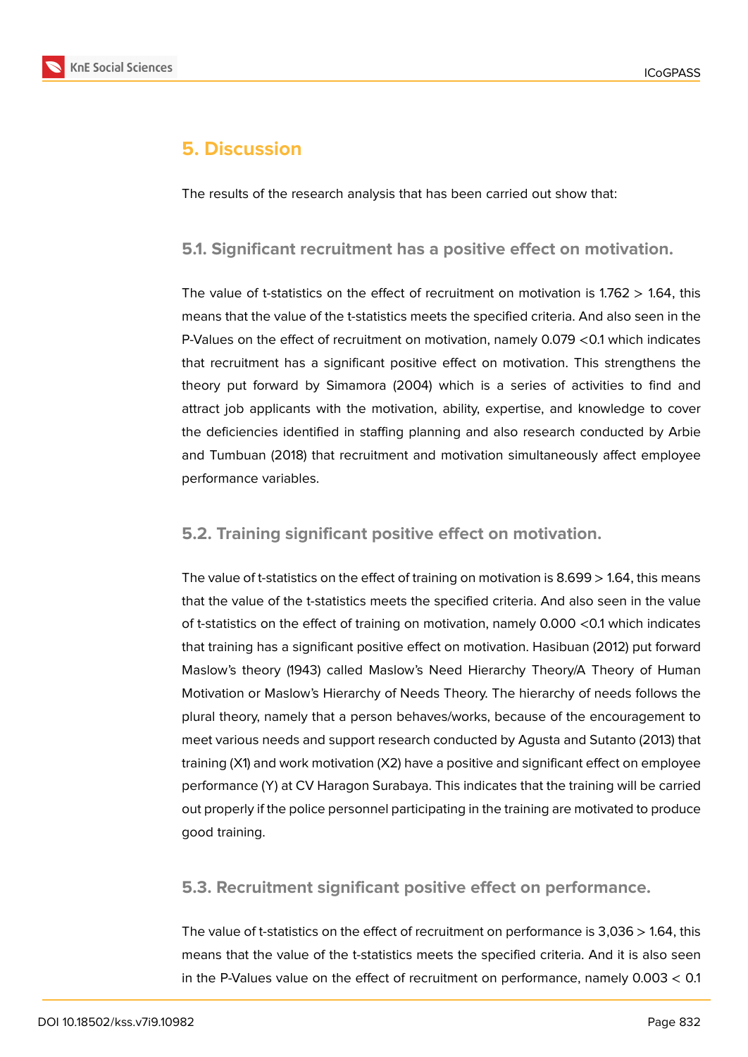# 5. Discussion

The results of the research analysis that has been carried out show that:

## 5.1. Significant recruitment has a positive effect on motivation.

The value of t-statistics on the effect of recruitment on motivation is 1.762 > 1.64, this means that the value of the t-statistics meets the specified criteria. And also seen in the P-Values on the effect of recruitment on motivation, namely 0.079 <0.1 which indicates that recruitment has a significant positive effect on motivation. This strengthens the theory put forward by Simamora (2004) which is a series of activities to find and attract job applicants with the motivation, ability, expertise, and knowledge to cover the deficiencies identified in staffing planning and also research conducted by Arbie and Tumbuan (2018) that recruitment and motivation simultaneously affect employee performance variables.

## 5.2. Training significant positive effect on motivation.

The value of t-statistics on the effect of training on motivation is 8.699 > 1.64, this means that the value of the t-statistics meets the specified criteria. And also seen in the value of t-statistics on the effect of training on motivation, namely 0.000 <0.1 which indicates that training has a significant positive effect on motivation. Hasibuan (2012) put forward Maslow's theory (1943) called Maslow's Need Hierarchy Theory/A Theory of Human Motivation or Maslow's Hierarchy of Needs Theory. The hierarchy of needs follows the plural theory, namely that a person behaves/works, because of the encouragement to meet various needs and support research conducted by Agusta and Sutanto (2013) that training (X1) and work motivation (X2) have a positive and significant effect on employee performance (Y) at CV Haragon Surabaya. This indicates that the training will be carried out properly if the police personnel participating in the training are motivated to produce good training.

## 5.3. Recruitment significant positive effect on performance.

The value of t-statistics on the effect of recruitment on performance is 3,036 > 1.64, this means that the value of the t-statistics meets the specified criteria. And it is also seen in the P-Values value on the effect of recruitment on performance, namely 0.003 < 0.1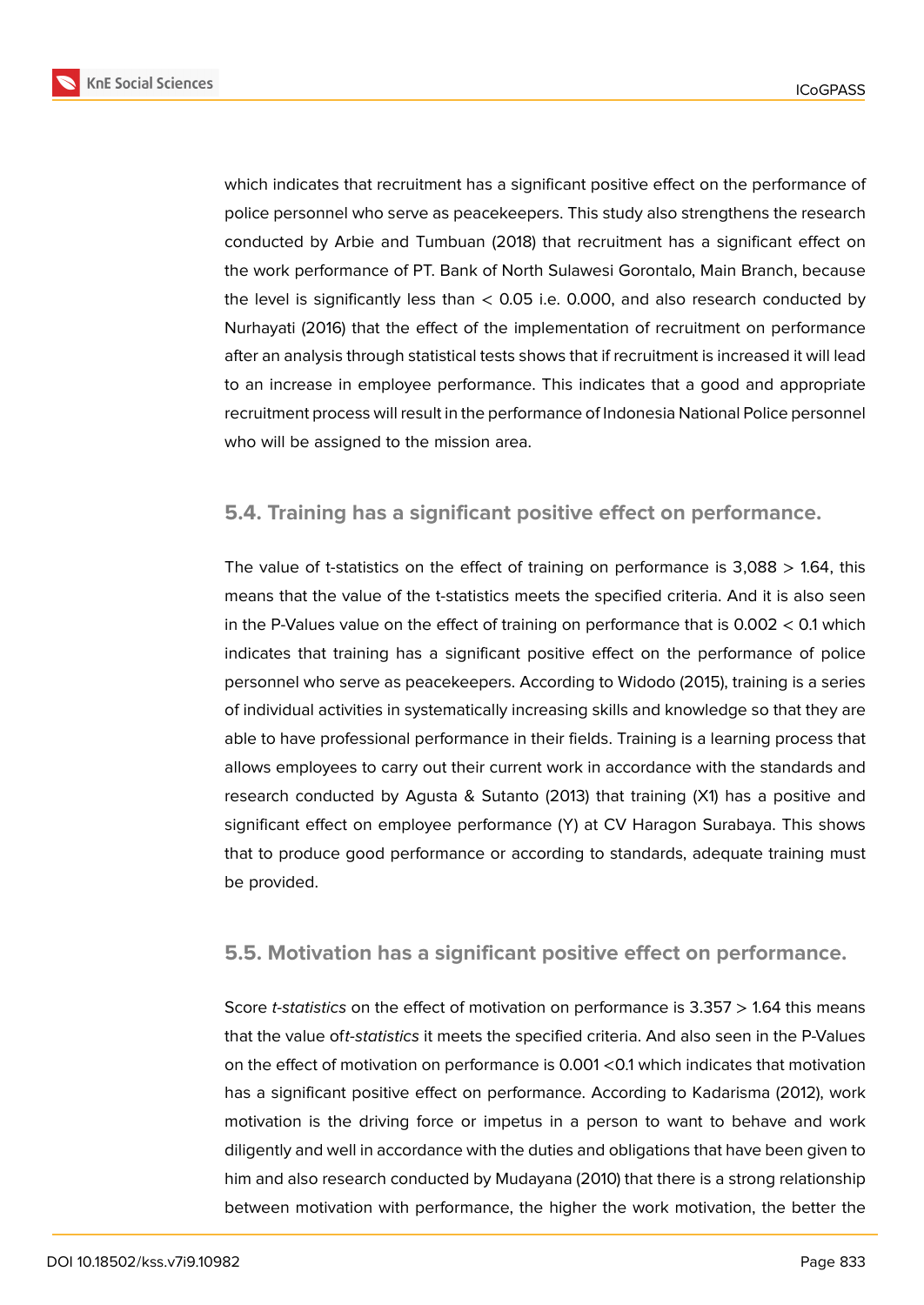which indicates that recruitment has a significant positive effect on the performance of police personnel who serve as peacekeepers. This study also strengthens the research conducted by Arbie and Tumbuan (2018) that recruitment has a significant effect on the work performance of PT. Bank of North Sulawesi Gorontalo, Main Branch, because the level is significantly less than < 0.05 i.e. 0.000, and also research conducted by Nurhayati (2016) that the effect of the implementation of recruitment on performance after an analysis through statistical tests shows that if recruitment is increased it will lead to an increase in employee performance. This indicates that a good and appropriate recruitment process will result in the performance of Indonesia National Police personnel who will be assigned to the mission area.

### 5.4. Training has a significant positive effect on performance.

The value of t-statistics on the effect of training on performance is 3,088 > 1.64, this means that the value of the t-statistics meets the specified criteria. And it is also seen in the P-Values value on the effect of training on performance that is 0.002 < 0.1 which indicates that training has a significant positive effect on the performance of police personnel who serve as peacekeepers. According to Widodo (2015), training is a series of individual activities in systematically increasing skills and knowledge so that they are able to have professional performance in their fields. Training is a learning process that allows employees to carry out their current work in accordance with the standards and research conducted by Agusta & Sutanto (2013) that training (X1) has a positive and significant effect on employee performance (Y) at CV Haragon Surabaya. This shows that to produce good performance or according to standards, adequate training must be provided.

### 5.5. Motivation has a significant positive effect on performance.

Score *t-statistics* on the effect of motivation on performance is 3.357 > 1.64 this means that the value of*t-statistics* it meets the specified criteria. And also seen in the P-Values on the effect of motivation on performance is 0.001 <0.1 which indicates that motivation has a significant positive effect on performance. According to Kadarisma (2012), work motivation is the driving force or impetus in a person to want to behave and work diligently and well in accordance with the duties and obligations that have been given to him and also research conducted by Mudayana (2010) that there is a strong relationship between motivation with performance, the higher the work motivation, the better the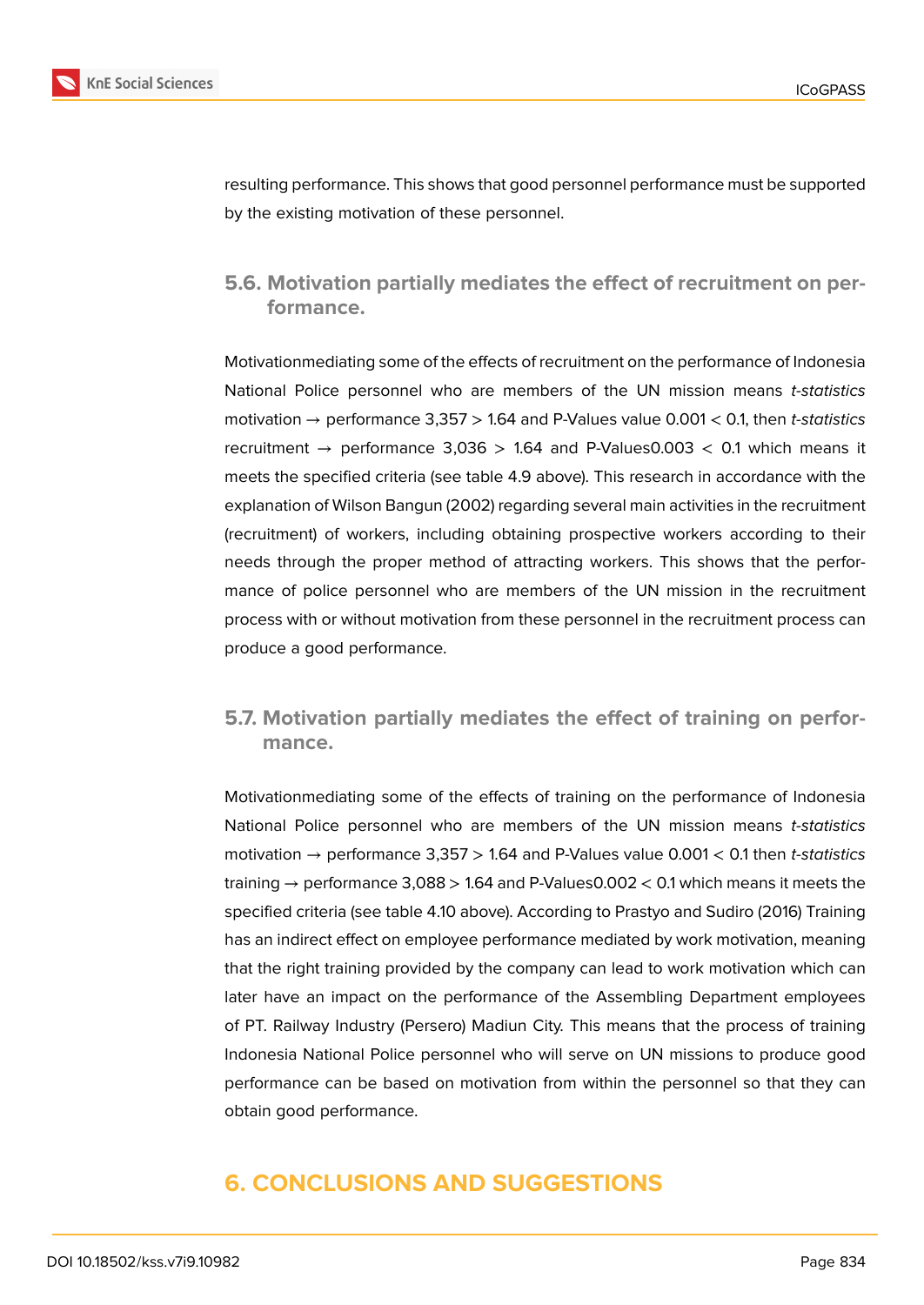resulting performance. This shows that good personnel performance must be supported by the existing motivation of these personnel.

### 5.6. Motivation partially mediates the effect of recruitment on performance.

Motivationmediating some of the effects of recruitment on the performance of Indonesia National Police personnel who are members of the UN mission means *t-statistics* motivation → performance 3,357 > 1.64 and P-Values value 0.001 < 0.1, then *t-statistics* recruitment → performance 3,036 > 1.64 and P-Values0.003 < 0.1 which means it meets the specified criteria (see table 4.9 above). This research in accordance with the explanation of Wilson Bangun (2002) regarding several main activities in the recruitment (recruitment) of workers, including obtaining prospective workers according to their needs through the proper method of attracting workers. This shows that the performance of police personnel who are members of the UN mission in the recruitment process with or without motivation from these personnel in the recruitment process can produce a good performance.

### 5.7. Motivation partially mediates the effect of training on performance.

Motivationmediating some of the effects of training on the performance of Indonesia National Police personnel who are members of the UN mission means *t-statistics* motivation → performance 3,357 > 1.64 and P-Values value 0.001 < 0.1 then *t-statistics* training → performance 3,088 > 1.64 and P-Values0.002 < 0.1 which means it meets the specified criteria (see table 4.10 above). According to Prastyo and Sudiro (2016) Training has an indirect effect on employee performance mediated by work motivation, meaning that the right training provided by the company can lead to work motivation which can later have an impact on the performance of the Assembling Department employees of PT. Railway Industry (Persero) Madiun City. This means that the process of training Indonesia National Police personnel who will serve on UN missions to produce good performance can be based on motivation from within the personnel so that they can obtain good performance.

## 6. CONCLUSIONS AND SUGGESTIONS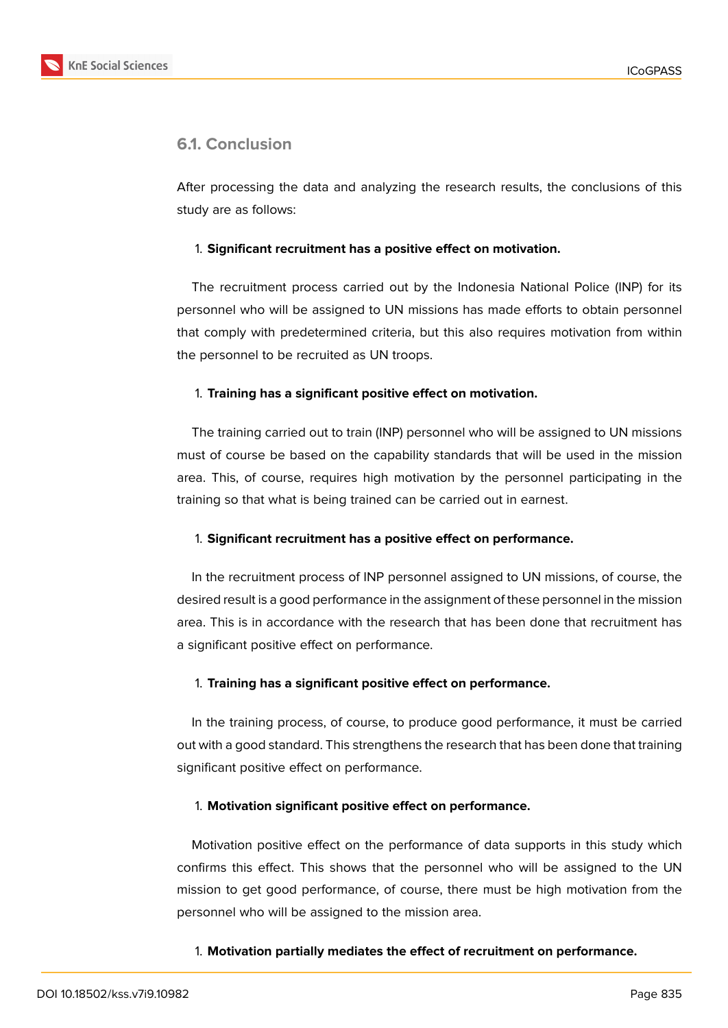## 6.1. Conclusion

After processing the data and analyzing the research results, the conclusions of this study are as follows:

1. **Significant recruitment has a positive effect on motivation.**

The recruitment process carried out by the Indonesia National Police (INP) for its personnel who will be assigned to UN missions has made efforts to obtain personnel that comply with predetermined criteria, but this also requires motivation from within the personnel to be recruited as UN troops.

1. **Training has a significant positive effect on motivation.**

The training carried out to train (INP) personnel who will be assigned to UN missions must of course be based on the capability standards that will be used in the mission area. This, of course, requires high motivation by the personnel participating in the training so that what is being trained can be carried out in earnest.

1. **Significant recruitment has a positive effect on performance.**

In the recruitment process of INP personnel assigned to UN missions, of course, the desired result is a good performance in the assignment of these personnel in the mission area. This is in accordance with the research that has been done that recruitment has a significant positive effect on performance.

1. **Training has a significant positive effect on performance.**

In the training process, of course, to produce good performance, it must be carried out with a good standard. This strengthens the research that has been done that training significant positive effect on performance.

1. **Motivation significant positive effect on performance.**

Motivation positive effect on the performance of data supports in this study which confirms this effect. This shows that the personnel who will be assigned to the UN mission to get good performance, of course, there must be high motivation from the personnel who will be assigned to the mission area.

1. **Motivation partially mediates the effect of recruitment on performance.**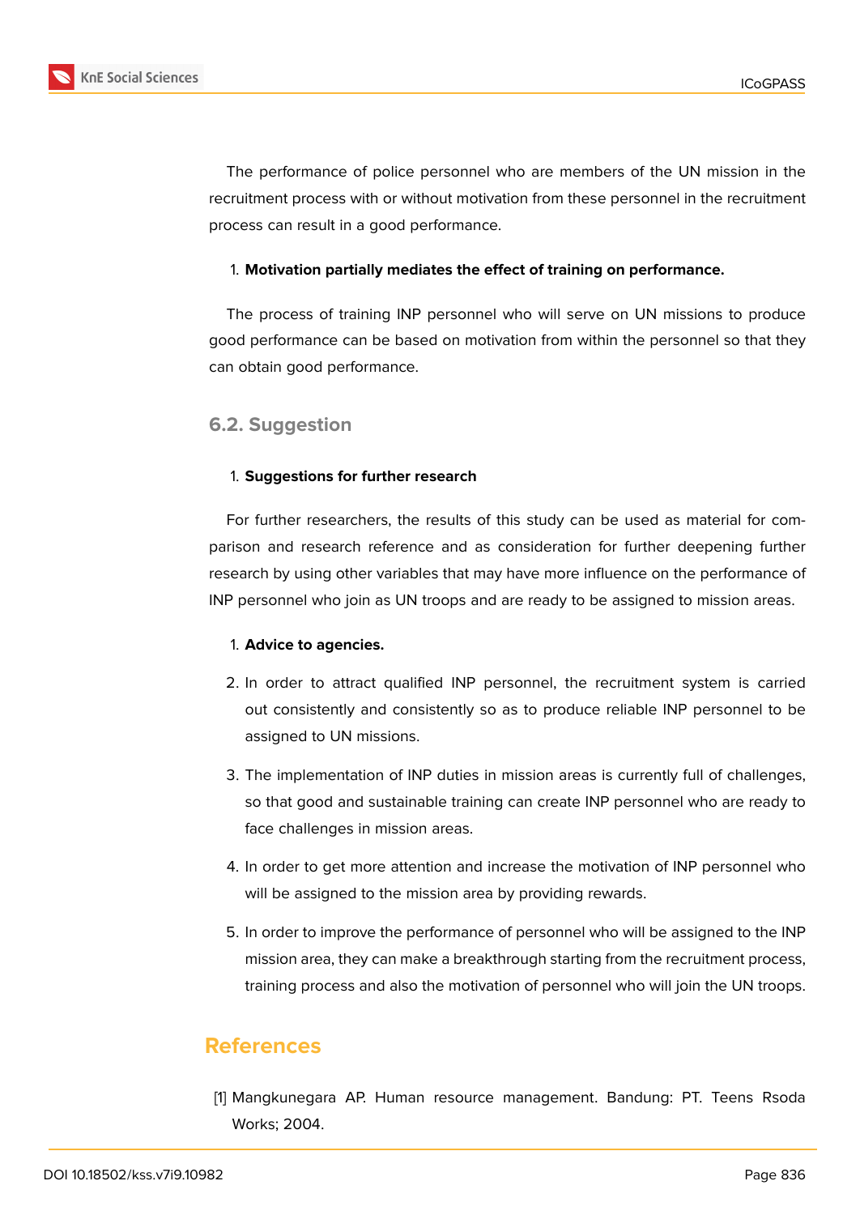The performance of police personnel who are members of the UN mission in the recruitment process with or without motivation from these personnel in the recruitment process can result in a good performance.

1. **Motivation partially mediates the effect of training on performance.**

The process of training INP personnel who will serve on UN missions to produce good performance can be based on motivation from within the personnel so that they can obtain good performance.

### 6.2. Suggestion

1. **Suggestions for further research**

For further researchers, the results of this study can be used as material for comparison and research reference and as consideration for further deepening further research by using other variables that may have more influence on the performance of INP personnel who join as UN troops and are ready to be assigned to mission areas.

1. **Advice to agencies.**
2. In order to attract qualified INP personnel, the recruitment system is carried out consistently and consistently so as to produce reliable INP personnel to be assigned to UN missions.
3. The implementation of INP duties in mission areas is currently full of challenges, so that good and sustainable training can create INP personnel who are ready to face challenges in mission areas.
4. In order to get more attention and increase the motivation of INP personnel who will be assigned to the mission area by providing rewards.
5. In order to improve the performance of personnel who will be assigned to the INP mission area, they can make a breakthrough starting from the recruitment process, training process and also the motivation of personnel who will join the UN troops.

## References

[1] Mangkunegara AP. Human resource management. Bandung: PT. Teens Rsoda Works; 2004.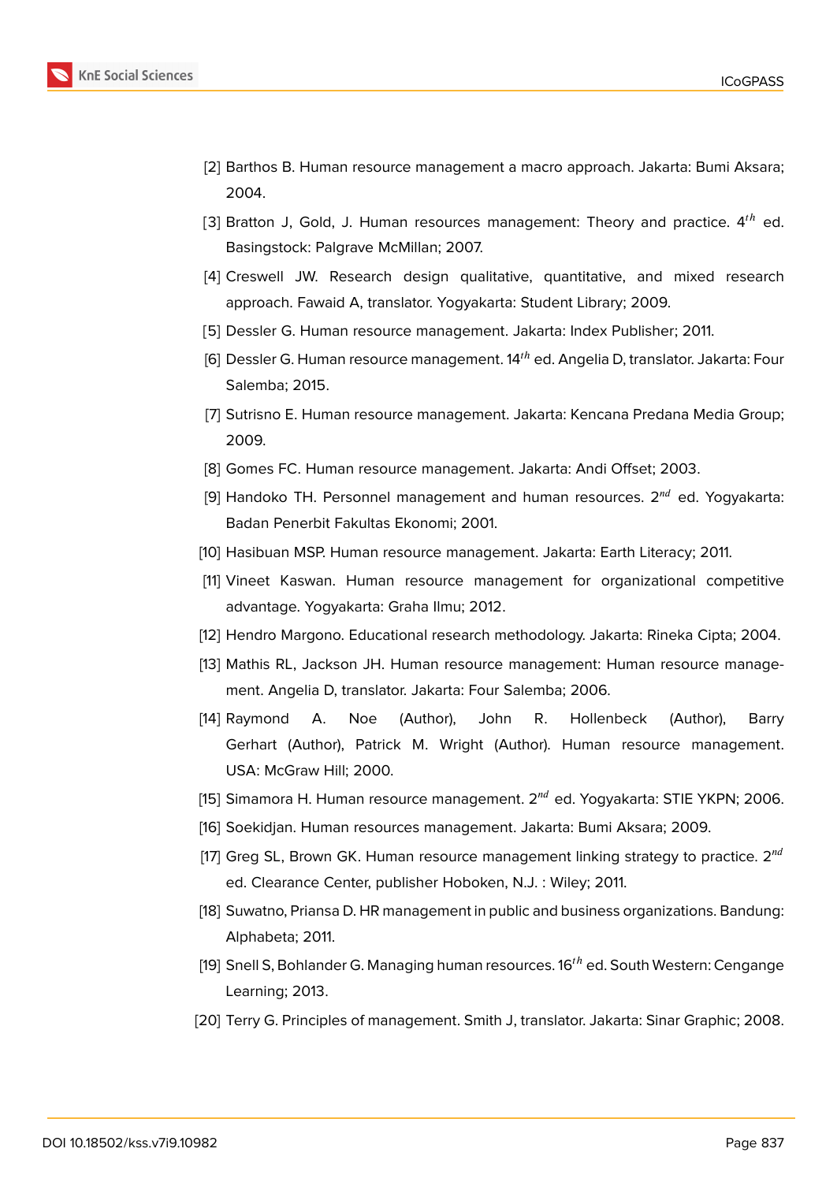[2] Barthos B. Human resource management a macro approach. Jakarta: Bumi Aksara; 2004.

[3] Bratton J, Gold, J. Human resources management: Theory and practice. $4^{th}$ ed. Basingstock: Palgrave McMillan; 2007.

[4] Creswell JW. Research design qualitative, quantitative, and mixed research approach. Fawaid A, translator. Yogyakarta: Student Library; 2009.

[5] Dessler G. Human resource management. Jakarta: Index Publisher; 2011.

[6] Dessler G. Human resource management. $14^{th}$ ed. Angelia D, translator. Jakarta: Four Salemba; 2015.

[7] Sutrisno E. Human resource management. Jakarta: Kencana Predana Media Group; 2009.

[8] Gomes FC. Human resource management. Jakarta: Andi Offset; 2003.

[9] Handoko TH. Personnel management and human resources. $2^{nd}$ ed. Yogyakarta: Badan Penerbit Fakultas Ekonomi; 2001.

[10] Hasibuan MSP. Human resource management. Jakarta: Earth Literacy; 2011.

[11] Vineet Kaswan. Human resource management for organizational competitive advantage. Yogyakarta: Graha Ilmu; 2012.

[12] Hendro Margono. Educational research methodology. Jakarta: Rineka Cipta; 2004.

[13] Mathis RL, Jackson JH. Human resource management: Human resource management. Angelia D, translator. Jakarta: Four Salemba; 2006.

[14] Raymond A. Noe (Author), John R. Hollenbeck (Author), Barry Gerhart (Author), Patrick M. Wright (Author). Human resource management. USA: McGraw Hill; 2000.

[15] Simamora H. Human resource management. $2^{nd}$ ed. Yogyakarta: STIE YKPN; 2006.

[16] Soekidjan. Human resources management. Jakarta: Bumi Aksara; 2009.

[17] Greg SL, Brown GK. Human resource management linking strategy to practice. $2^{nd}$ ed. Clearance Center, publisher Hoboken, N.J. : Wiley; 2011.

[18] Suwatno, Priansa D. HR management in public and business organizations. Bandung: Alphabeta; 2011.

[19] Snell S, Bohlander G. Managing human resources. $16^{th}$ ed. South Western: Cengange Learning; 2013.

[20] Terry G. Principles of management. Smith J, translator. Jakarta: Sinar Graphic; 2008.